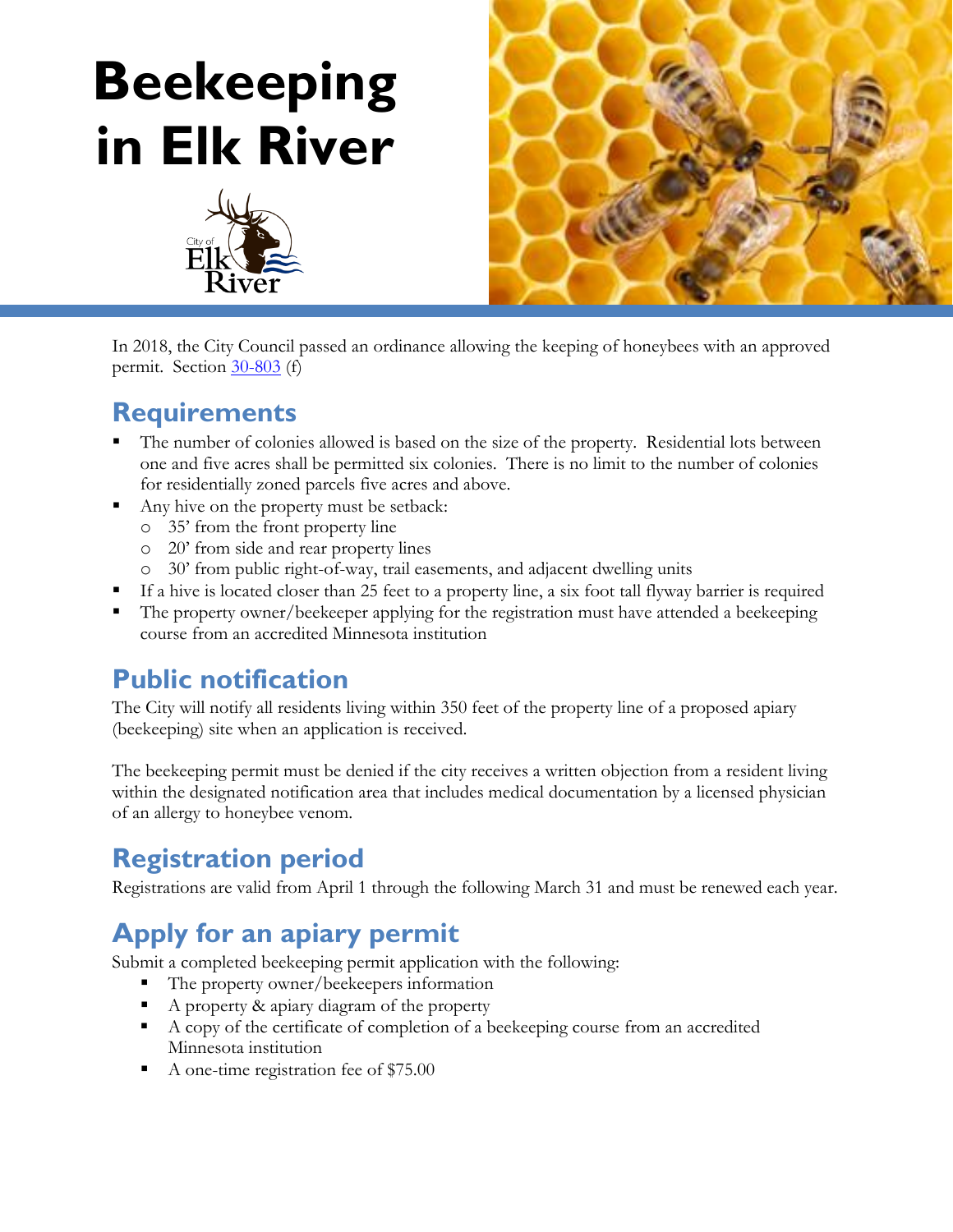# Beekeeping in Elk River

In 2018, the City Council passed an ordinance allowing the keeping of honeybees with an approved permit. Section 30-803 (f)

## Requirements

- The number of colonies allowed is based on the size of the property. Residential lots between one and five acres shall be permitted six colonies. There is no limit to the number of colonies for residentially zoned parcels five acres and above.
- Any hive on the property must be setback:
  - 35' from the front property line
  - 20' from side and rear property lines
  - 30' from public right-of-way, trail easements, and adjacent dwelling units
- If a hive is located closer than 25 feet to a property line, a six foot tall flyway barrier is required
- The property owner/beekeeper applying for the registration must have attended a beekeeping course from an accredited Minnesota institution

## Public notification

The City will notify all residents living within 350 feet of the property line of a proposed apiary (beekeeping) site when an application is received.

The beekeeping permit must be denied if the city receives a written objection from a resident living within the designated notification area that includes medical documentation by a licensed physician of an allergy to honeybee venom.

## Registration period

Registrations are valid from April 1 through the following March 31 and must be renewed each year.

## Apply for an apiary permit

Submit a completed beekeeping permit application with the following:

- The property owner/beekeepers information
- A property & apiary diagram of the property
- A copy of the certificate of completion of a beekeeping course from an accredited Minnesota institution
- A one-time registration fee of $75.00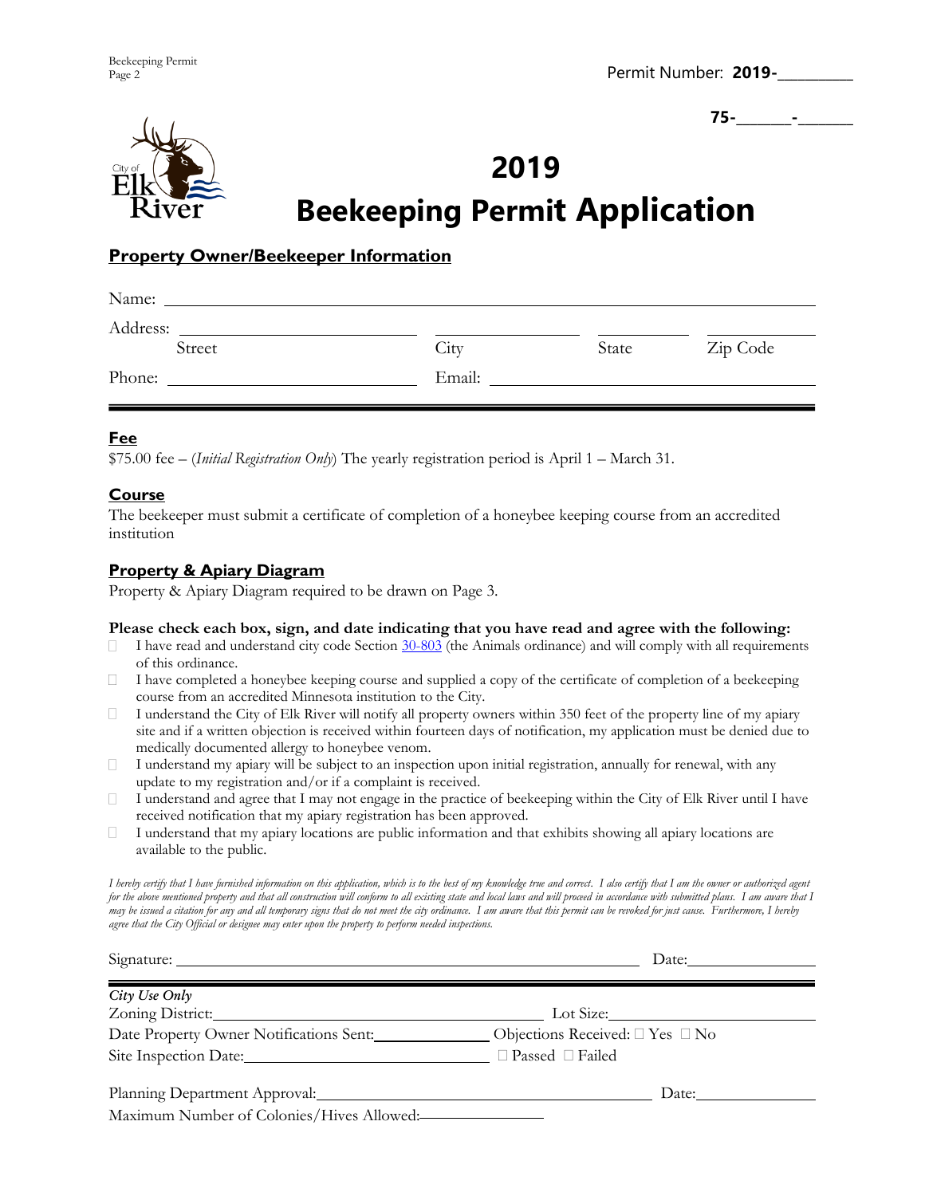Permit Number: **2019-**_________

**75-**_______**-**_______

# 2019
# Beekeeping Permit Application

## Property Owner/Beekeeper Information

Name: ______________________________________________

Address: ____________________ ____________ ________ __________
Street City State Zip Code

Phone: ____________________ Email: ______________________

## Fee

$75.00 fee – (*Initial Registration Only*) The yearly registration period is April 1 – March 31.

## Course

The beekeeper must submit a certificate of completion of a honeybee keeping course from an accredited institution

## Property & Apiary Diagram

Property & Apiary Diagram required to be drawn on Page 3.

**Please check each box, sign, and date indicating that you have read and agree with the following:**

- ☐ I have read and understand city code Section 30-803 (the Animals ordinance) and will comply with all requirements of this ordinance.
- ☐ I have completed a honeybee keeping course and supplied a copy of the certificate of completion of a beekeeping course from an accredited Minnesota institution to the City.
- ☐ I understand the City of Elk River will notify all property owners within 350 feet of the property line of my apiary site and if a written objection is received within fourteen days of notification, my application must be denied due to medically documented allergy to honeybee venom.
- ☐ I understand my apiary will be subject to an inspection upon initial registration, annually for renewal, with any update to my registration and/or if a complaint is received.
- ☐ I understand and agree that I may not engage in the practice of beekeeping within the City of Elk River until I have received notification that my apiary registration has been approved.
- ☐ I understand that my apiary locations are public information and that exhibits showing all apiary locations are available to the public.

*I hereby certify that I have furnished information on this application, which is to the best of my knowledge true and correct. I also certify that I am the owner or authorized agent for the above mentioned property and that all construction will conform to all existing state and local laws and will proceed in accordance with submitted plans. I am aware that I may be issued a citation for any and all temporary signs that do not meet the city ordinance. I am aware that this permit can be revoked for just cause. Furthermore, I hereby agree that the City Official or designee may enter upon the property to perform needed inspections.*

Signature: ______________________________________ Date: ____________

*City Use Only*

Zoning District: ______________________ Lot Size: ______________

Date Property Owner Notifications Sent: __________ Objections Received: ☐ Yes ☐ No

Site Inspection Date: ______________ ☐ Passed ☐ Failed

Planning Department Approval: ______________________ Date: ____________

Maximum Number of Colonies/Hives Allowed: ____________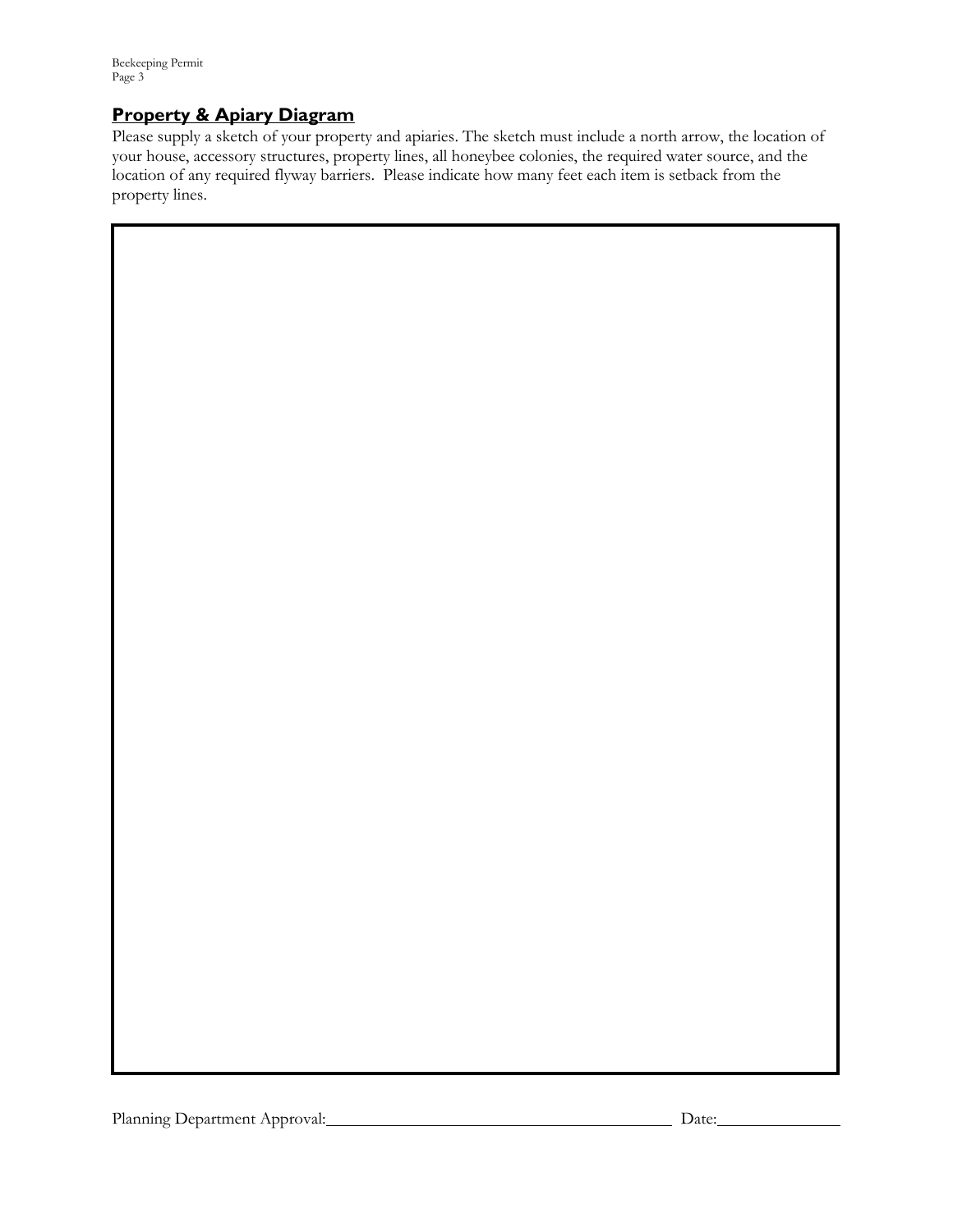## Property & Apiary Diagram

Please supply a sketch of your property and apiaries. The sketch must include a north arrow, the location of your house, accessory structures, property lines, all honeybee colonies, the required water source, and the location of any required flyway barriers. Please indicate how many feet each item is setback from the property lines.

Planning Department Approval:\_\_\_\_\_\_\_\_\_\_\_\_\_\_\_\_\_\_\_\_\_\_\_\_\_\_\_\_\_\_\_\_\_\_\_\_ Date:\_\_\_\_\_\_\_\_\_\_\_\_